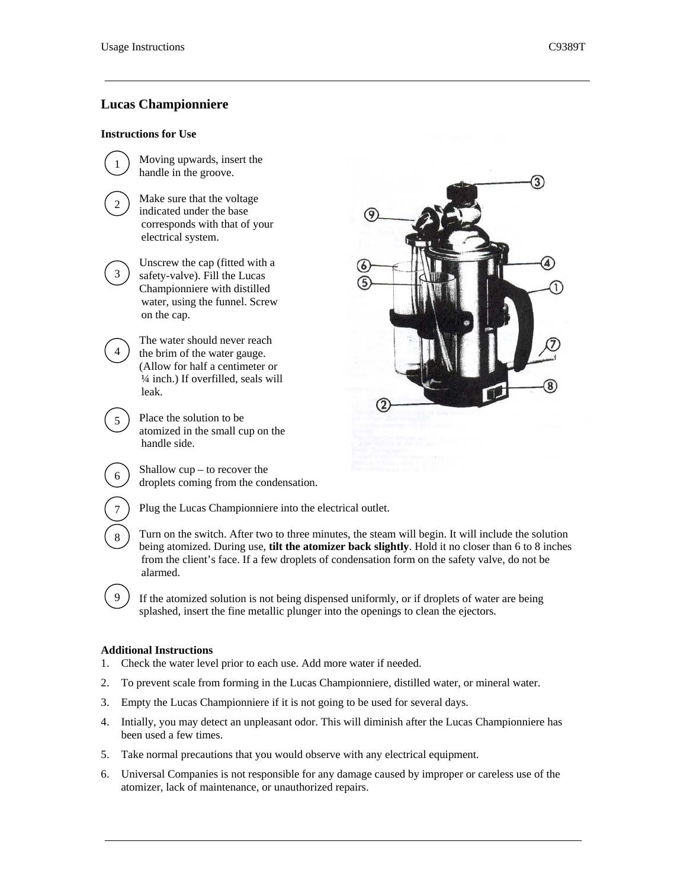# Lucas Championniere

## Instructions for Use

1. Moving upwards, insert the handle in the groove.

2. Make sure that the voltage indicated under the base corresponds with that of your electrical system.

3. Unscrew the cap (fitted with a safety-valve). Fill the Lucas Championniere with distilled water, using the funnel. Screw on the cap.

4. The water should never reach the brim of the water gauge. (Allow for half a centimeter or ¼ inch.) If overfilled, seals will leak.

5. Place the solution to be atomized in the small cup on the handle side.

6. Shallow cup – to recover the droplets coming from the condensation.

7. Plug the Lucas Championniere into the electrical outlet.

8. Turn on the switch. After two to three minutes, the steam will begin. It will include the solution being atomized. During use, **tilt the atomizer back slightly**. Hold it no closer than 6 to 8 inches from the client's face. If a few droplets of condensation form on the safety valve, do not be alarmed.

9. If the atomized solution is not being dispensed uniformly, or if droplets of water are being splashed, insert the fine metallic plunger into the openings to clean the ejectors.

## Additional Instructions

1. Check the water level prior to each use. Add more water if needed.
2. To prevent scale from forming in the Lucas Championniere, distilled water, or mineral water.
3. Empty the Lucas Championniere if it is not going to be used for several days.
4. Intially, you may detect an unpleasant odor. This will diminish after the Lucas Championniere has been used a few times.
5. Take normal precautions that you would observe with any electrical equipment.
6. Universal Companies is not responsible for any damage caused by improper or careless use of the atomizer, lack of maintenance, or unauthorized repairs.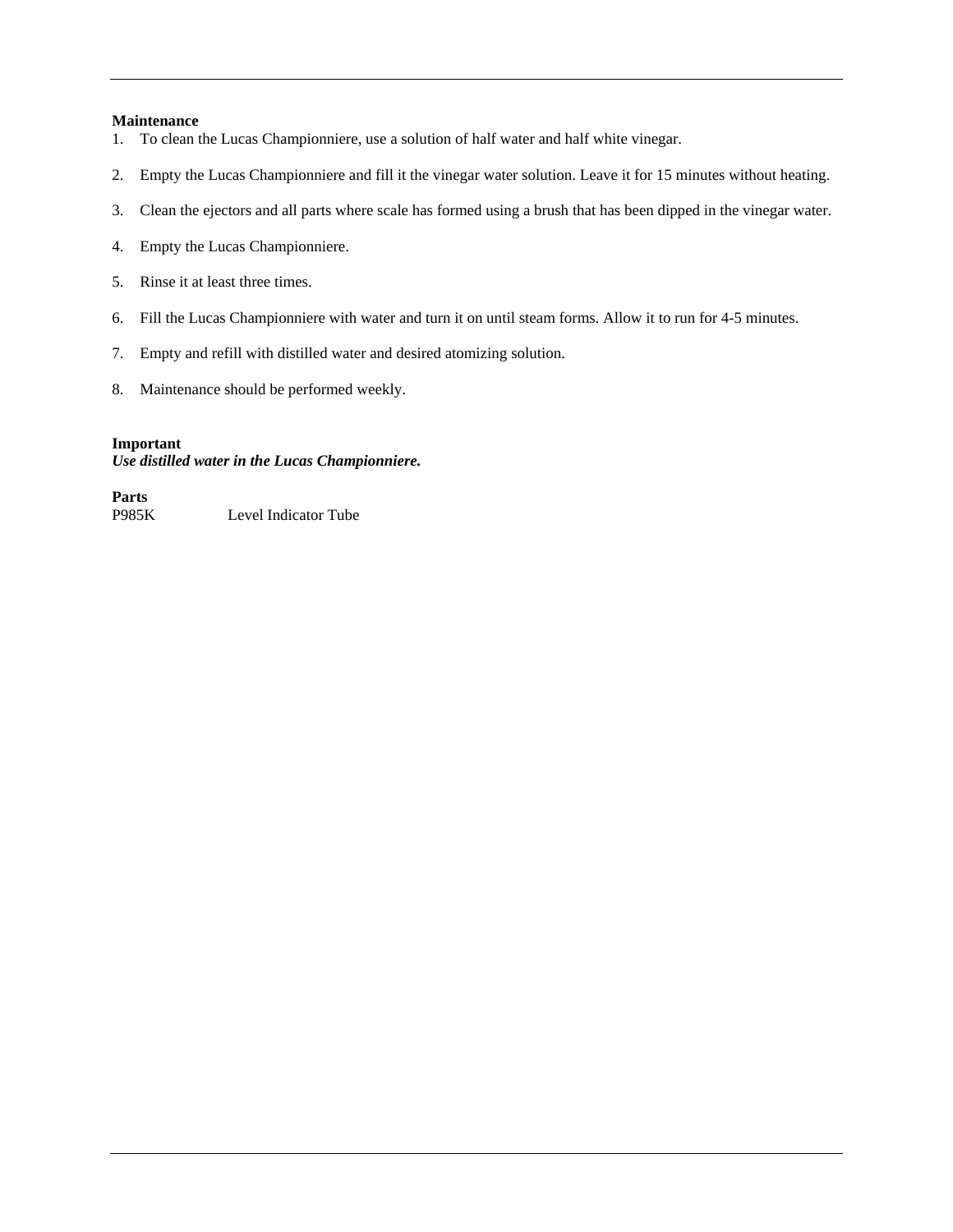**Maintenance**

1. To clean the Lucas Championniere, use a solution of half water and half white vinegar.
2. Empty the Lucas Championniere and fill it the vinegar water solution. Leave it for 15 minutes without heating.
3. Clean the ejectors and all parts where scale has formed using a brush that has been dipped in the vinegar water.
4. Empty the Lucas Championniere.
5. Rinse it at least three times.
6. Fill the Lucas Championniere with water and turn it on until steam forms. Allow it to run for 4-5 minutes.
7. Empty and refill with distilled water and desired atomizing solution.
8. Maintenance should be performed weekly.

**Important**

***Use distilled water in the Lucas Championniere.***

**Parts**

| | |
|---|---|
| P985K | Level Indicator Tube |